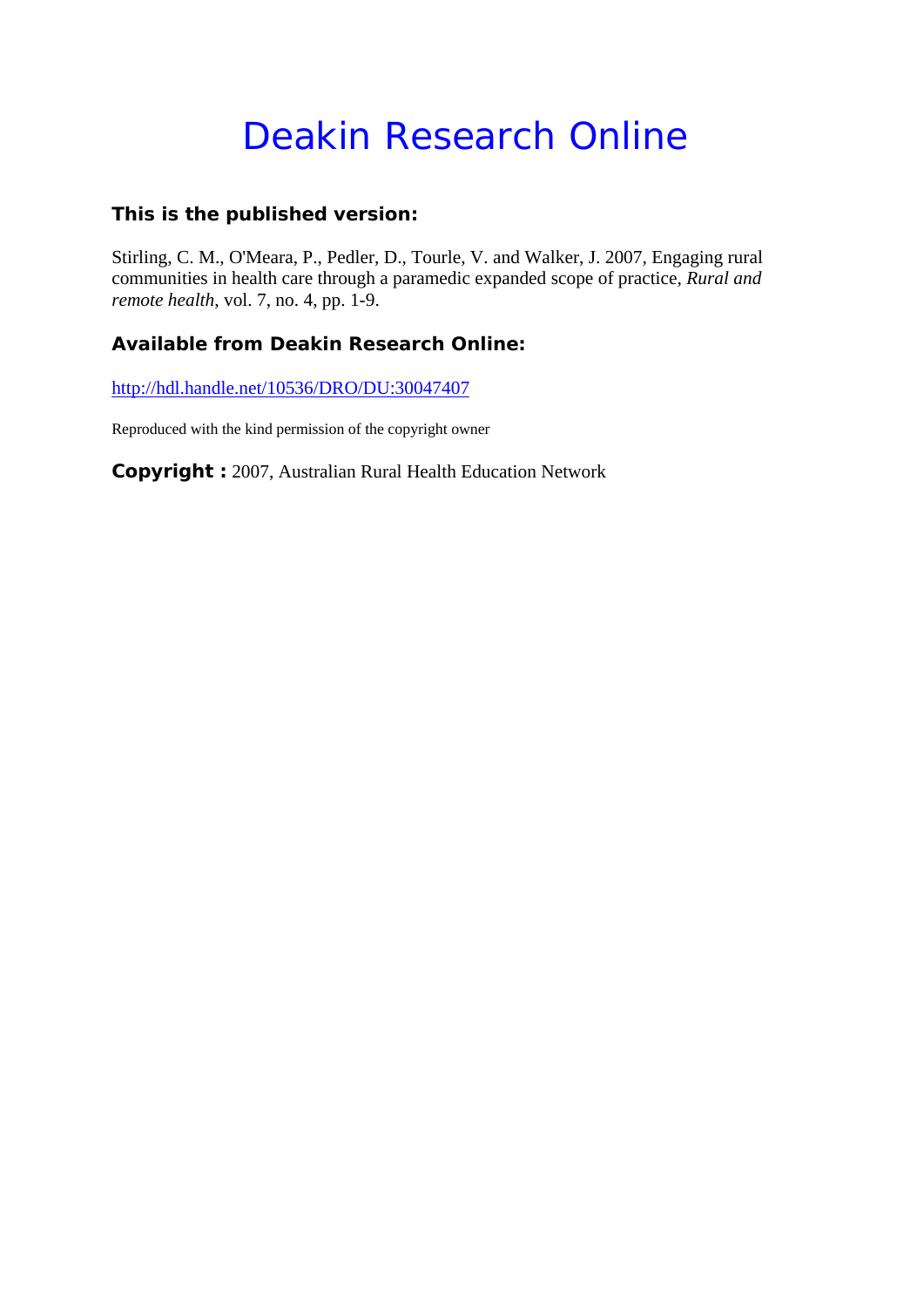# Deakin Research Online

### This is the published version:

Stirling, C. M., O'Meara, P., Pedler, D., Tourle, V. and Walker, J. 2007, Engaging rural communities in health care through a paramedic expanded scope of practice, *Rural and remote health*, vol. 7, no. 4, pp. 1-9.

### Available from Deakin Research Online:

http://hdl.handle.net/10536/DRO/DU:30047407

Reproduced with the kind permission of the copyright owner

**Copyright :** 2007, Australian Rural Health Education Network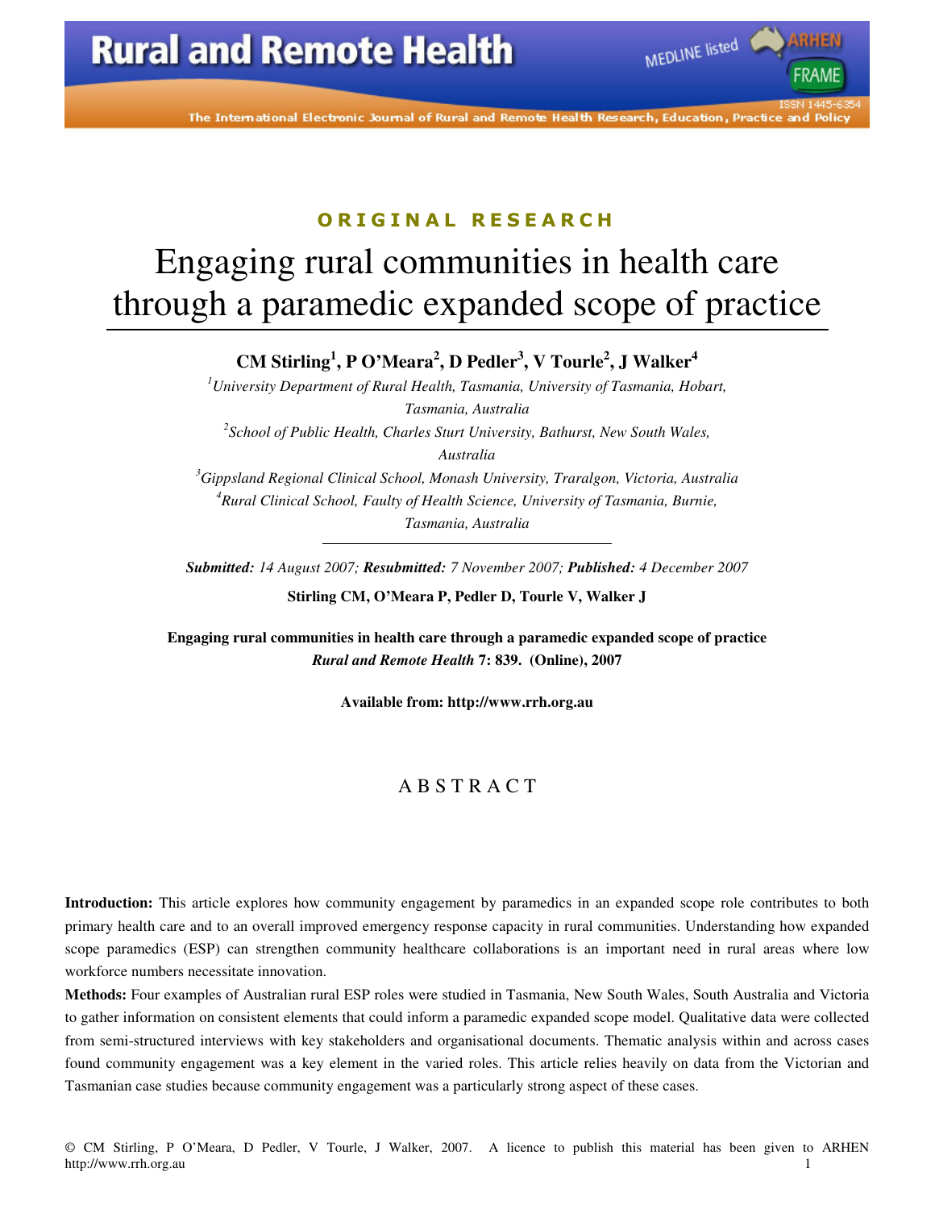# Engaging rural communities in health care through a paramedic expanded scope of practice

**CM Stirling[1], P O'Meara[2], D Pedler[3], V Tourle[2], J Walker[4]**

*[1]University Department of Rural Health, Tasmania, University of Tasmania, Hobart, Tasmania, Australia*
*[2]School of Public Health, Charles Sturt University, Bathurst, New South Wales, Australia*
*[3]Gippsland Regional Clinical School, Monash University, Traralgon, Victoria, Australia*
*[4]Rural Clinical School, Faulty of Health Science, University of Tasmania, Burnie, Tasmania, Australia*

***Submitted:** 14 August 2007; **Resubmitted:** 7 November 2007; **Published:** 4 December 2007*

**Stirling CM, O'Meara P, Pedler D, Tourle V, Walker J**

**Engaging rural communities in health care through a paramedic expanded scope of practice**
***Rural and Remote Health* 7: 839. (Online), 2007**

**Available from: http://www.rrh.org.au**

## ABSTRACT

**Introduction:** This article explores how community engagement by paramedics in an expanded scope role contributes to both primary health care and to an overall improved emergency response capacity in rural communities. Understanding how expanded scope paramedics (ESP) can strengthen community healthcare collaborations is an important need in rural areas where low workforce numbers necessitate innovation.

**Methods:** Four examples of Australian rural ESP roles were studied in Tasmania, New South Wales, South Australia and Victoria to gather information on consistent elements that could inform a paramedic expanded scope model. Qualitative data were collected from semi-structured interviews with key stakeholders and organisational documents. Thematic analysis within and across cases found community engagement was a key element in the varied roles. This article relies heavily on data from the Victorian and Tasmanian case studies because community engagement was a particularly strong aspect of these cases.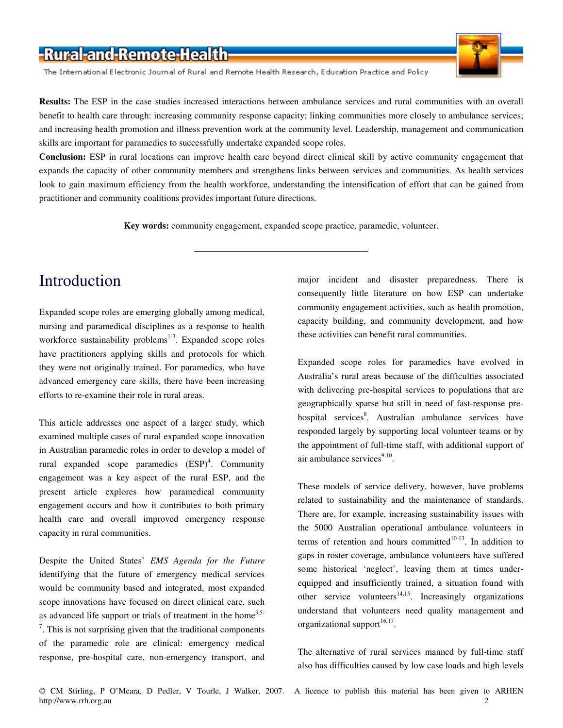**Results:** The ESP in the case studies increased interactions between ambulance services and rural communities with an overall benefit to health care through: increasing community response capacity; linking communities more closely to ambulance services; and increasing health promotion and illness prevention work at the community level. Leadership, management and communication skills are important for paramedics to successfully undertake expanded scope roles.

**Conclusion:** ESP in rural locations can improve health care beyond direct clinical skill by active community engagement that expands the capacity of other community members and strengthens links between services and communities. As health services look to gain maximum efficiency from the health workforce, understanding the intensification of effort that can be gained from practitioner and community coalitions provides important future directions.

**Key words:** community engagement, expanded scope practice, paramedic, volunteer.

---

# Introduction

Expanded scope roles are emerging globally among medical, nursing and paramedical disciplines as a response to health workforce sustainability problems[1-3]. Expanded scope roles have practitioners applying skills and protocols for which they were not originally trained. For paramedics, who have advanced emergency care skills, there have been increasing efforts to re-examine their role in rural areas.

This article addresses one aspect of a larger study, which examined multiple cases of rural expanded scope innovation in Australian paramedic roles in order to develop a model of rural expanded scope paramedics (ESP)[4]. Community engagement was a key aspect of the rural ESP, and the present article explores how paramedical community engagement occurs and how it contributes to both primary health care and overall improved emergency response capacity in rural communities.

Despite the United States' *EMS Agenda for the Future* identifying that the future of emergency medical services would be community based and integrated, most expanded scope innovations have focused on direct clinical care, such as advanced life support or trials of treatment in the home[3,5-7]. This is not surprising given that the traditional components of the paramedic role are clinical: emergency medical response, pre-hospital care, non-emergency transport, and major incident and disaster preparedness. There is consequently little literature on how ESP can undertake community engagement activities, such as health promotion, capacity building, and community development, and how these activities can benefit rural communities.

Expanded scope roles for paramedics have evolved in Australia's rural areas because of the difficulties associated with delivering pre-hospital services to populations that are geographically sparse but still in need of fast-response pre-hospital services[8]. Australian ambulance services have responded largely by supporting local volunteer teams or by the appointment of full-time staff, with additional support of air ambulance services[9,10].

These models of service delivery, however, have problems related to sustainability and the maintenance of standards. There are, for example, increasing sustainability issues with the 5000 Australian operational ambulance volunteers in terms of retention and hours committed[10-13]. In addition to gaps in roster coverage, ambulance volunteers have suffered some historical 'neglect', leaving them at times under-equipped and insufficiently trained, a situation found with other service volunteers[14,15]. Increasingly organizations understand that volunteers need quality management and organizational support[16,17].

The alternative of rural services manned by full-time staff also has difficulties caused by low case loads and high levels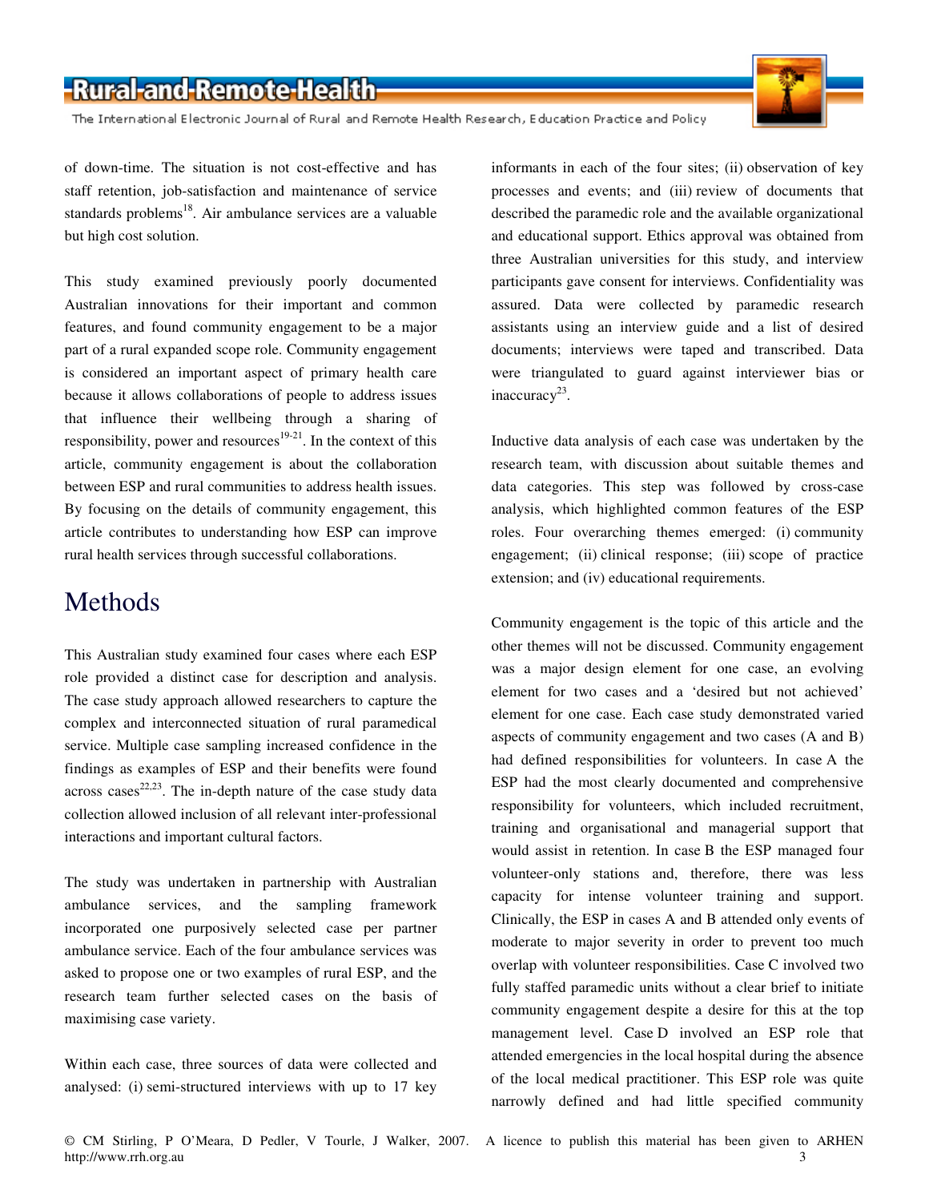of down-time. The situation is not cost-effective and has staff retention, job-satisfaction and maintenance of service standards problems[18]. Air ambulance services are a valuable but high cost solution.

This study examined previously poorly documented Australian innovations for their important and common features, and found community engagement to be a major part of a rural expanded scope role. Community engagement is considered an important aspect of primary health care because it allows collaborations of people to address issues that influence their wellbeing through a sharing of responsibility, power and resources[19-21]. In the context of this article, community engagement is about the collaboration between ESP and rural communities to address health issues. By focusing on the details of community engagement, this article contributes to understanding how ESP can improve rural health services through successful collaborations.

# Methods

This Australian study examined four cases where each ESP role provided a distinct case for description and analysis. The case study approach allowed researchers to capture the complex and interconnected situation of rural paramedical service. Multiple case sampling increased confidence in the findings as examples of ESP and their benefits were found across cases[22,23]. The in-depth nature of the case study data collection allowed inclusion of all relevant inter-professional interactions and important cultural factors.

The study was undertaken in partnership with Australian ambulance services, and the sampling framework incorporated one purposively selected case per partner ambulance service. Each of the four ambulance services was asked to propose one or two examples of rural ESP, and the research team further selected cases on the basis of maximising case variety.

Within each case, three sources of data were collected and analysed: (i) semi-structured interviews with up to 17 key informants in each of the four sites; (ii) observation of key processes and events; and (iii) review of documents that described the paramedic role and the available organizational and educational support. Ethics approval was obtained from three Australian universities for this study, and interview participants gave consent for interviews. Confidentiality was assured. Data were collected by paramedic research assistants using an interview guide and a list of desired documents; interviews were taped and transcribed. Data were triangulated to guard against interviewer bias or inaccuracy[23].

Inductive data analysis of each case was undertaken by the research team, with discussion about suitable themes and data categories. This step was followed by cross-case analysis, which highlighted common features of the ESP roles. Four overarching themes emerged: (i) community engagement; (ii) clinical response; (iii) scope of practice extension; and (iv) educational requirements.

Community engagement is the topic of this article and the other themes will not be discussed. Community engagement was a major design element for one case, an evolving element for two cases and a 'desired but not achieved' element for one case. Each case study demonstrated varied aspects of community engagement and two cases (A and B) had defined responsibilities for volunteers. In case A the ESP had the most clearly documented and comprehensive responsibility for volunteers, which included recruitment, training and organisational and managerial support that would assist in retention. In case B the ESP managed four volunteer-only stations and, therefore, there was less capacity for intense volunteer training and support. Clinically, the ESP in cases A and B attended only events of moderate to major severity in order to prevent too much overlap with volunteer responsibilities. Case C involved two fully staffed paramedic units without a clear brief to initiate community engagement despite a desire for this at the top management level. Case D involved an ESP role that attended emergencies in the local hospital during the absence of the local medical practitioner. This ESP role was quite narrowly defined and had little specified community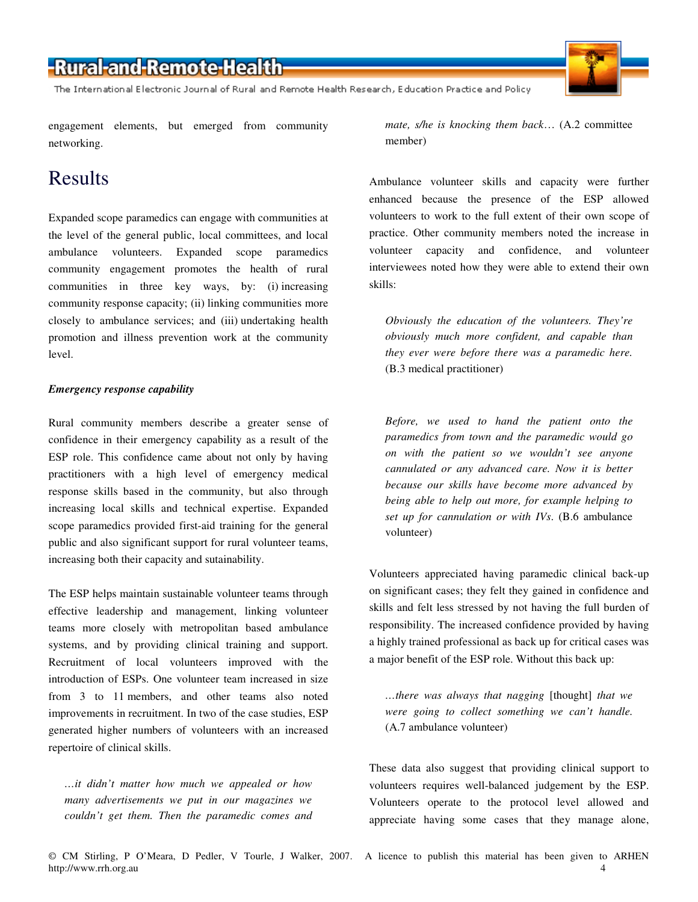engagement elements, but emerged from community networking.

# Results

Expanded scope paramedics can engage with communities at the level of the general public, local committees, and local ambulance volunteers. Expanded scope paramedics community engagement promotes the health of rural communities in three key ways, by: (i) increasing community response capacity; (ii) linking communities more closely to ambulance services; and (iii) undertaking health promotion and illness prevention work at the community level.

***Emergency response capability***

Rural community members describe a greater sense of confidence in their emergency capability as a result of the ESP role. This confidence came about not only by having practitioners with a high level of emergency medical response skills based in the community, but also through increasing local skills and technical expertise. Expanded scope paramedics provided first-aid training for the general public and also significant support for rural volunteer teams, increasing both their capacity and sutainability.

The ESP helps maintain sustainable volunteer teams through effective leadership and management, linking volunteer teams more closely with metropolitan based ambulance systems, and by providing clinical training and support. Recruitment of local volunteers improved with the introduction of ESPs. One volunteer team increased in size from 3 to 11 members, and other teams also noted improvements in recruitment. In two of the case studies, ESP generated higher numbers of volunteers with an increased repertoire of clinical skills.

> *…it didn't matter how much we appealed or how many advertisements we put in our magazines we couldn't get them. Then the paramedic comes and mate, s/he is knocking them back…* (A.2 committee member)

Ambulance volunteer skills and capacity were further enhanced because the presence of the ESP allowed volunteers to work to the full extent of their own scope of practice. Other community members noted the increase in volunteer capacity and confidence, and volunteer interviewees noted how they were able to extend their own skills:

> *Obviously the education of the volunteers. They're obviously much more confident, and capable than they ever were before there was a paramedic here.* (B.3 medical practitioner)

> *Before, we used to hand the patient onto the paramedics from town and the paramedic would go on with the patient so we wouldn't see anyone cannulated or any advanced care. Now it is better because our skills have become more advanced by being able to help out more, for example helping to set up for cannulation or with IVs.* (B.6 ambulance volunteer)

Volunteers appreciated having paramedic clinical back-up on significant cases; they felt they gained in confidence and skills and felt less stressed by not having the full burden of responsibility. The increased confidence provided by having a highly trained professional as back up for critical cases was a major benefit of the ESP role. Without this back up:

> *…there was always that nagging* [thought] *that we were going to collect something we can't handle.* (A.7 ambulance volunteer)

These data also suggest that providing clinical support to volunteers requires well-balanced judgement by the ESP. Volunteers operate to the protocol level allowed and appreciate having some cases that they manage alone,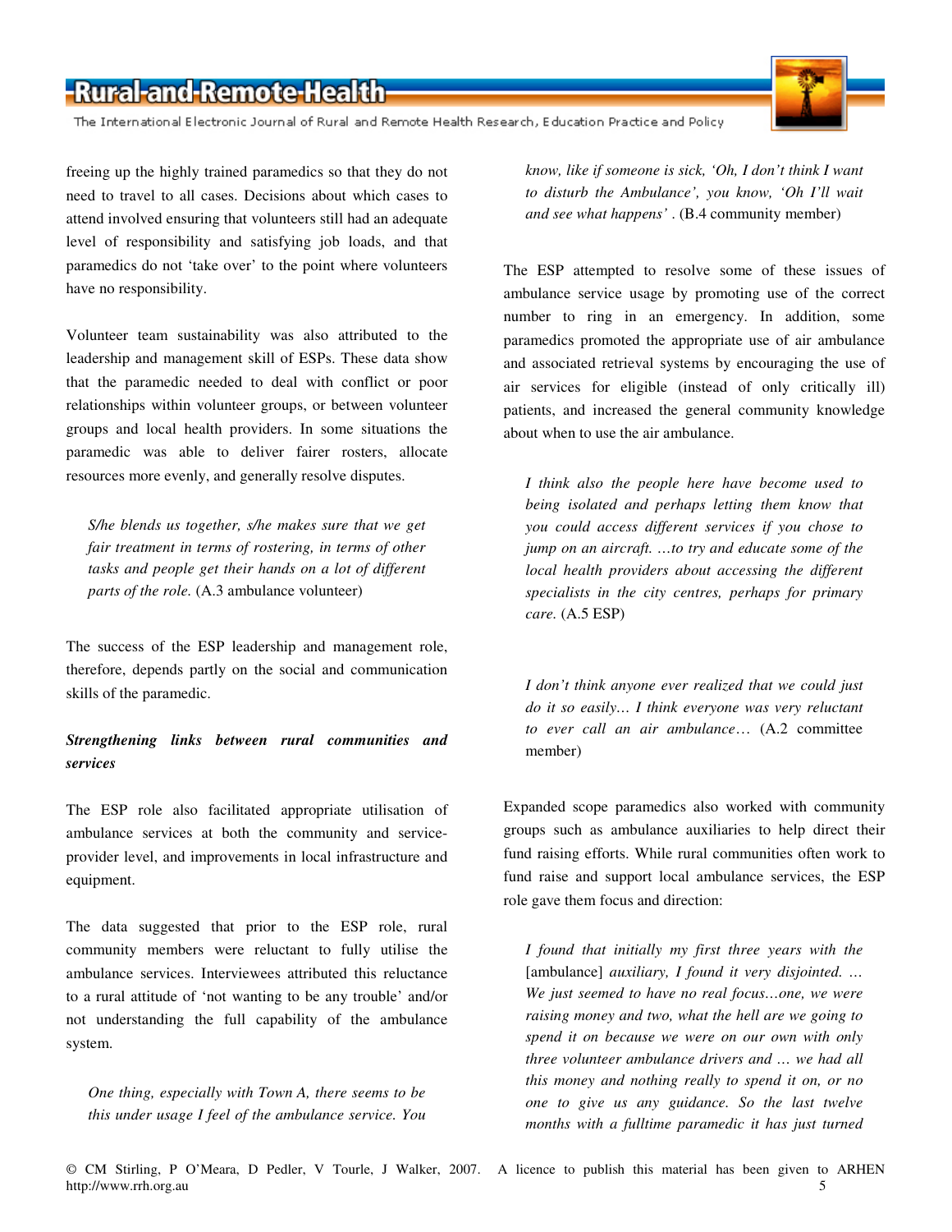freeing up the highly trained paramedics so that they do not need to travel to all cases. Decisions about which cases to attend involved ensuring that volunteers still had an adequate level of responsibility and satisfying job loads, and that paramedics do not 'take over' to the point where volunteers have no responsibility.

Volunteer team sustainability was also attributed to the leadership and management skill of ESPs. These data show that the paramedic needed to deal with conflict or poor relationships within volunteer groups, or between volunteer groups and local health providers. In some situations the paramedic was able to deliver fairer rosters, allocate resources more evenly, and generally resolve disputes.

> *S/he blends us together, s/he makes sure that we get fair treatment in terms of rostering, in terms of other tasks and people get their hands on a lot of different parts of the role.* (A.3 ambulance volunteer)

The success of the ESP leadership and management role, therefore, depends partly on the social and communication skills of the paramedic.

***Strengthening links between rural communities and services***

The ESP role also facilitated appropriate utilisation of ambulance services at both the community and service-provider level, and improvements in local infrastructure and equipment.

The data suggested that prior to the ESP role, rural community members were reluctant to fully utilise the ambulance services. Interviewees attributed this reluctance to a rural attitude of 'not wanting to be any trouble' and/or not understanding the full capability of the ambulance system.

> *One thing, especially with Town A, there seems to be this under usage I feel of the ambulance service. You know, like if someone is sick, 'Oh, I don't think I want to disturb the Ambulance', you know, 'Oh I'll wait and see what happens'* . (B.4 community member)

The ESP attempted to resolve some of these issues of ambulance service usage by promoting use of the correct number to ring in an emergency. In addition, some paramedics promoted the appropriate use of air ambulance and associated retrieval systems by encouraging the use of air services for eligible (instead of only critically ill) patients, and increased the general community knowledge about when to use the air ambulance.

> *I think also the people here have become used to being isolated and perhaps letting them know that you could access different services if you chose to jump on an aircraft. …to try and educate some of the local health providers about accessing the different specialists in the city centres, perhaps for primary care.* (A.5 ESP)

> *I don't think anyone ever realized that we could just do it so easily… I think everyone was very reluctant to ever call an air ambulance…* (A.2 committee member)

Expanded scope paramedics also worked with community groups such as ambulance auxiliaries to help direct their fund raising efforts. While rural communities often work to fund raise and support local ambulance services, the ESP role gave them focus and direction:

> *I found that initially my first three years with the* [ambulance] *auxiliary, I found it very disjointed. … We just seemed to have no real focus…one, we were raising money and two, what the hell are we going to spend it on because we were on our own with only three volunteer ambulance drivers and … we had all this money and nothing really to spend it on, or no one to give us any guidance. So the last twelve months with a fulltime paramedic it has just turned*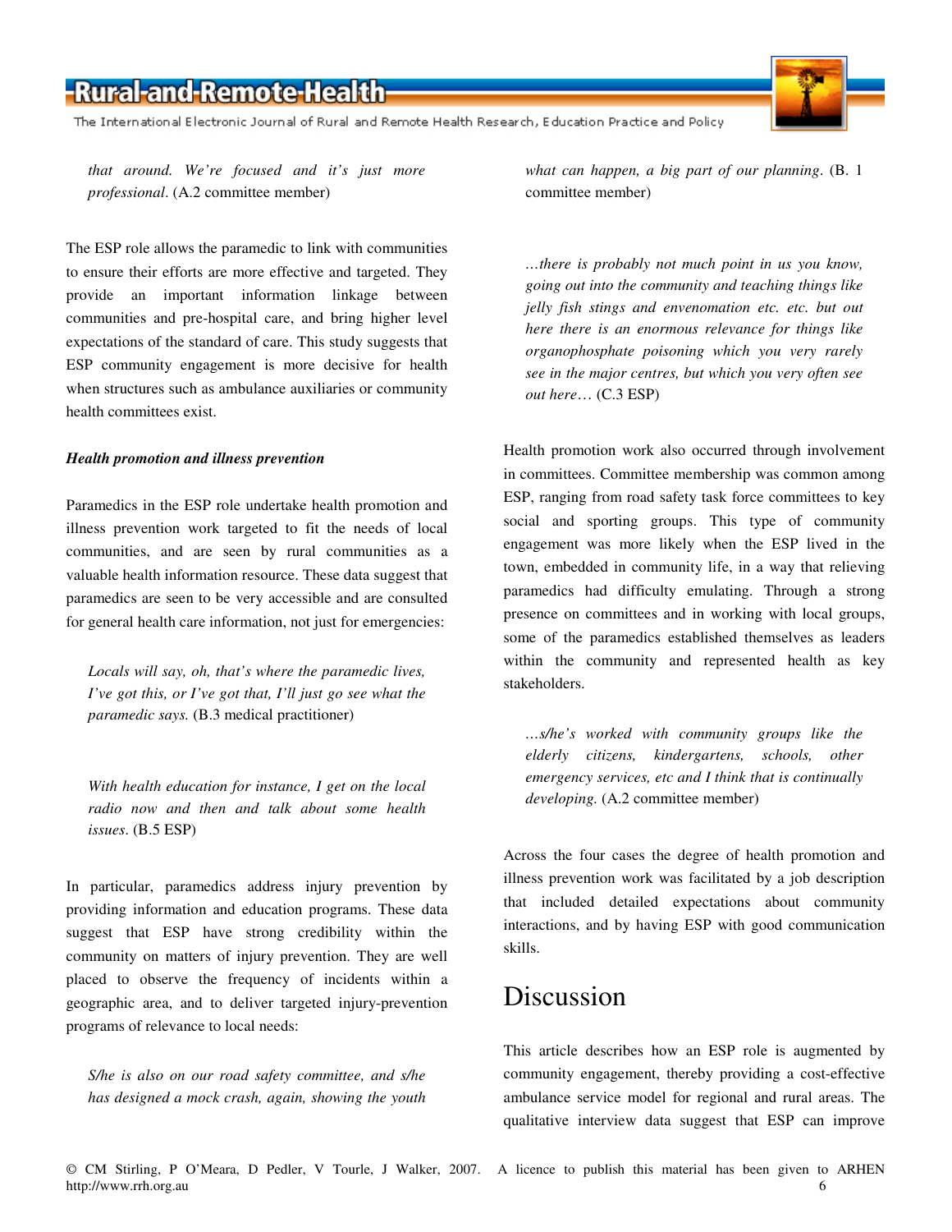*that around. We're focused and it's just more professional*. (A.2 committee member)

The ESP role allows the paramedic to link with communities to ensure their efforts are more effective and targeted. They provide an important information linkage between communities and pre-hospital care, and bring higher level expectations of the standard of care. This study suggests that ESP community engagement is more decisive for health when structures such as ambulance auxiliaries or community health committees exist.

***Health promotion and illness prevention***

Paramedics in the ESP role undertake health promotion and illness prevention work targeted to fit the needs of local communities, and are seen by rural communities as a valuable health information resource. These data suggest that paramedics are seen to be very accessible and are consulted for general health care information, not just for emergencies:

> *Locals will say, oh, that's where the paramedic lives, I've got this, or I've got that, I'll just go see what the paramedic says.* (B.3 medical practitioner)

> *With health education for instance, I get on the local radio now and then and talk about some health issues*. (B.5 ESP)

In particular, paramedics address injury prevention by providing information and education programs. These data suggest that ESP have strong credibility within the community on matters of injury prevention. They are well placed to observe the frequency of incidents within a geographic area, and to deliver targeted injury-prevention programs of relevance to local needs:

> *S/he is also on our road safety committee, and s/he has designed a mock crash, again, showing the youth what can happen, a big part of our planning*. (B. 1 committee member)

> *…there is probably not much point in us you know, going out into the community and teaching things like jelly fish stings and envenomation etc. etc. but out here there is an enormous relevance for things like organophosphate poisoning which you very rarely see in the major centres, but which you very often see out here…* (C.3 ESP)

Health promotion work also occurred through involvement in committees. Committee membership was common among ESP, ranging from road safety task force committees to key social and sporting groups. This type of community engagement was more likely when the ESP lived in the town, embedded in community life, in a way that relieving paramedics had difficulty emulating. Through a strong presence on committees and in working with local groups, some of the paramedics established themselves as leaders within the community and represented health as key stakeholders.

> *…s/he's worked with community groups like the elderly citizens, kindergartens, schools, other emergency services, etc and I think that is continually developing.* (A.2 committee member)

Across the four cases the degree of health promotion and illness prevention work was facilitated by a job description that included detailed expectations about community interactions, and by having ESP with good communication skills.

# Discussion

This article describes how an ESP role is augmented by community engagement, thereby providing a cost-effective ambulance service model for regional and rural areas. The qualitative interview data suggest that ESP can improve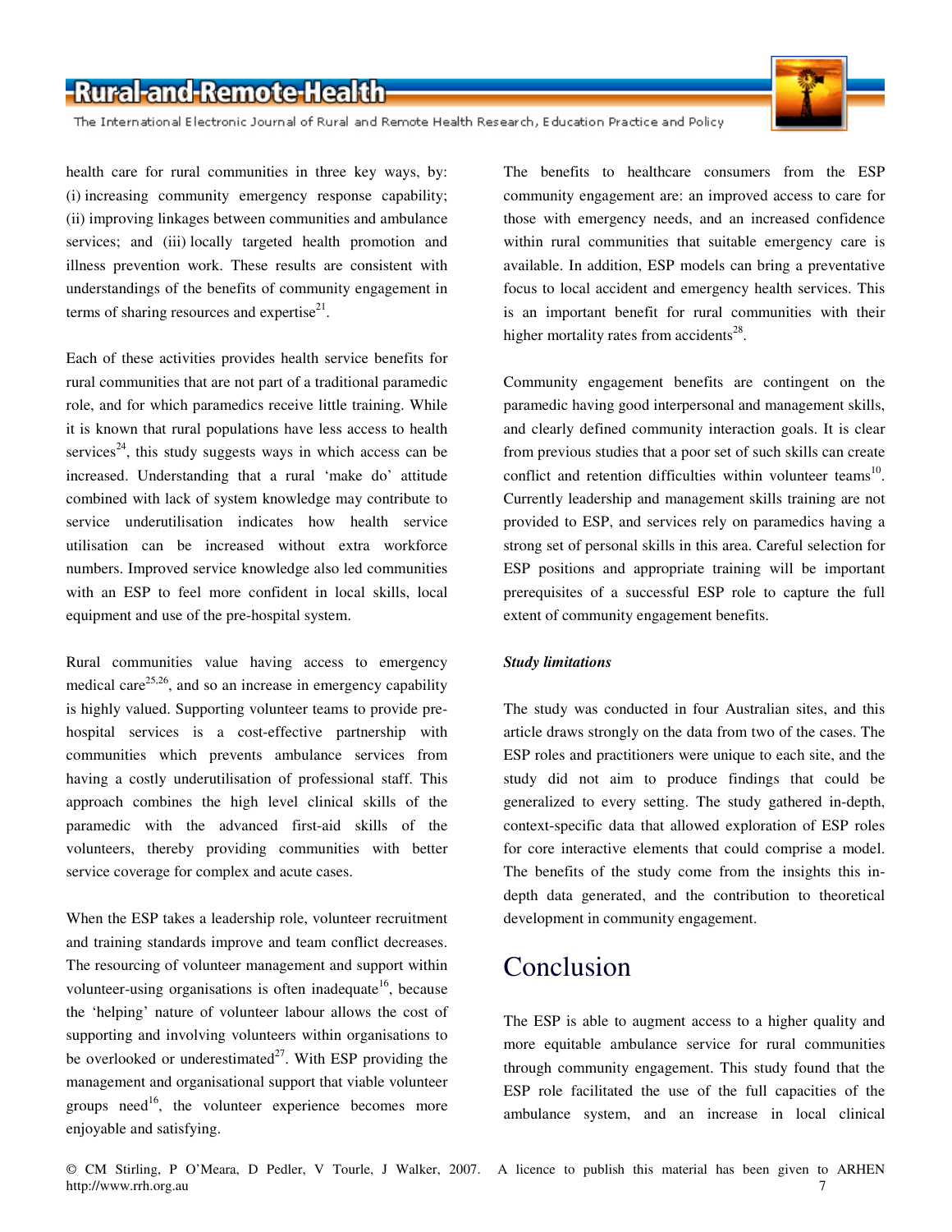health care for rural communities in three key ways, by: (i) increasing community emergency response capability; (ii) improving linkages between communities and ambulance services; and (iii) locally targeted health promotion and illness prevention work. These results are consistent with understandings of the benefits of community engagement in terms of sharing resources and expertise[21].

Each of these activities provides health service benefits for rural communities that are not part of a traditional paramedic role, and for which paramedics receive little training. While it is known that rural populations have less access to health services[24], this study suggests ways in which access can be increased. Understanding that a rural 'make do' attitude combined with lack of system knowledge may contribute to service underutilisation indicates how health service utilisation can be increased without extra workforce numbers. Improved service knowledge also led communities with an ESP to feel more confident in local skills, local equipment and use of the pre-hospital system.

Rural communities value having access to emergency medical care[25,26], and so an increase in emergency capability is highly valued. Supporting volunteer teams to provide pre-hospital services is a cost-effective partnership with communities which prevents ambulance services from having a costly underutilisation of professional staff. This approach combines the high level clinical skills of the paramedic with the advanced first-aid skills of the volunteers, thereby providing communities with better service coverage for complex and acute cases.

When the ESP takes a leadership role, volunteer recruitment and training standards improve and team conflict decreases. The resourcing of volunteer management and support within volunteer-using organisations is often inadequate[16], because the 'helping' nature of volunteer labour allows the cost of supporting and involving volunteers within organisations to be overlooked or underestimated[27]. With ESP providing the management and organisational support that viable volunteer groups need[16], the volunteer experience becomes more enjoyable and satisfying.

The benefits to healthcare consumers from the ESP community engagement are: an improved access to care for those with emergency needs, and an increased confidence within rural communities that suitable emergency care is available. In addition, ESP models can bring a preventative focus to local accident and emergency health services. This is an important benefit for rural communities with their higher mortality rates from accidents[28].

Community engagement benefits are contingent on the paramedic having good interpersonal and management skills, and clearly defined community interaction goals. It is clear from previous studies that a poor set of such skills can create conflict and retention difficulties within volunteer teams[10]. Currently leadership and management skills training are not provided to ESP, and services rely on paramedics having a strong set of personal skills in this area. Careful selection for ESP positions and appropriate training will be important prerequisites of a successful ESP role to capture the full extent of community engagement benefits.

### *Study limitations*

The study was conducted in four Australian sites, and this article draws strongly on the data from two of the cases. The ESP roles and practitioners were unique to each site, and the study did not aim to produce findings that could be generalized to every setting. The study gathered in-depth, context-specific data that allowed exploration of ESP roles for core interactive elements that could comprise a model. The benefits of the study come from the insights this in-depth data generated, and the contribution to theoretical development in community engagement.

## Conclusion

The ESP is able to augment access to a higher quality and more equitable ambulance service for rural communities through community engagement. This study found that the ESP role facilitated the use of the full capacities of the ambulance system, and an increase in local clinical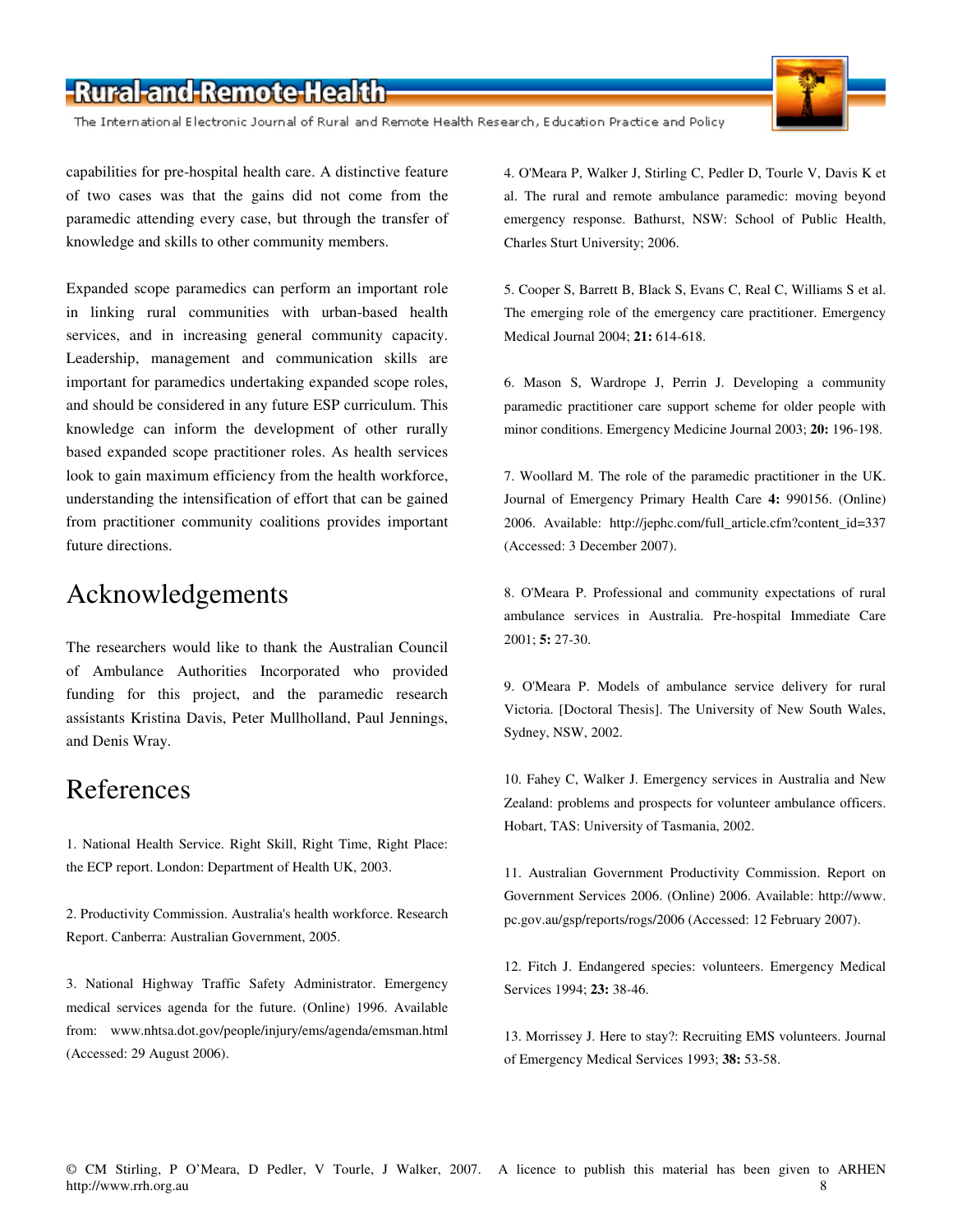capabilities for pre-hospital health care. A distinctive feature of two cases was that the gains did not come from the paramedic attending every case, but through the transfer of knowledge and skills to other community members.

Expanded scope paramedics can perform an important role in linking rural communities with urban-based health services, and in increasing general community capacity. Leadership, management and communication skills are important for paramedics undertaking expanded scope roles, and should be considered in any future ESP curriculum. This knowledge can inform the development of other rurally based expanded scope practitioner roles. As health services look to gain maximum efficiency from the health workforce, understanding the intensification of effort that can be gained from practitioner community coalitions provides important future directions.

## Acknowledgements

The researchers would like to thank the Australian Council of Ambulance Authorities Incorporated who provided funding for this project, and the paramedic research assistants Kristina Davis, Peter Mullholland, Paul Jennings, and Denis Wray.

## References

1. National Health Service. Right Skill, Right Time, Right Place: the ECP report. London: Department of Health UK, 2003.

2. Productivity Commission. Australia's health workforce. Research Report. Canberra: Australian Government, 2005.

3. National Highway Traffic Safety Administrator. Emergency medical services agenda for the future. (Online) 1996. Available from: www.nhtsa.dot.gov/people/injury/ems/agenda/emsman.html (Accessed: 29 August 2006).

4. O'Meara P, Walker J, Stirling C, Pedler D, Tourle V, Davis K et al. The rural and remote ambulance paramedic: moving beyond emergency response. Bathurst, NSW: School of Public Health, Charles Sturt University; 2006.

5. Cooper S, Barrett B, Black S, Evans C, Real C, Williams S et al. The emerging role of the emergency care practitioner. Emergency Medical Journal 2004; **21:** 614-618.

6. Mason S, Wardrope J, Perrin J. Developing a community paramedic practitioner care support scheme for older people with minor conditions. Emergency Medicine Journal 2003; **20:** 196-198.

7. Woollard M. The role of the paramedic practitioner in the UK. Journal of Emergency Primary Health Care **4:** 990156. (Online) 2006. Available: http://jephc.com/full_article.cfm?content_id=337 (Accessed: 3 December 2007).

8. O'Meara P. Professional and community expectations of rural ambulance services in Australia. Pre-hospital Immediate Care 2001; **5:** 27-30.

9. O'Meara P. Models of ambulance service delivery for rural Victoria. [Doctoral Thesis]. The University of New South Wales, Sydney, NSW, 2002.

10. Fahey C, Walker J. Emergency services in Australia and New Zealand: problems and prospects for volunteer ambulance officers. Hobart, TAS: University of Tasmania, 2002.

11. Australian Government Productivity Commission. Report on Government Services 2006. (Online) 2006. Available: http://www.pc.gov.au/gsp/reports/rogs/2006 (Accessed: 12 February 2007).

12. Fitch J. Endangered species: volunteers. Emergency Medical Services 1994; **23:** 38-46.

13. Morrissey J. Here to stay?: Recruiting EMS volunteers. Journal of Emergency Medical Services 1993; **38:** 53-58.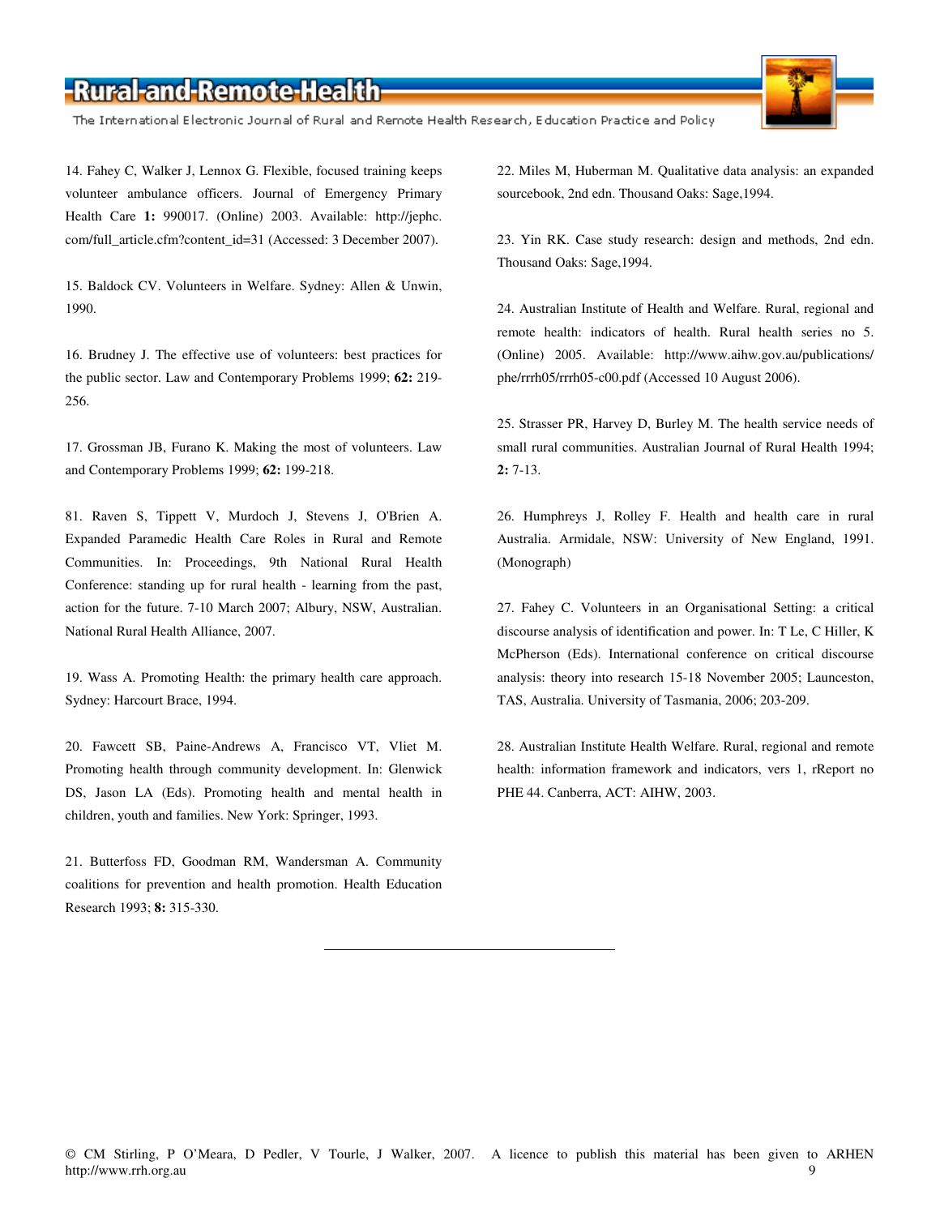14. Fahey C, Walker J, Lennox G. Flexible, focused training keeps volunteer ambulance officers. Journal of Emergency Primary Health Care **1:** 990017. (Online) 2003. Available: http://jephc.com/full_article.cfm?content_id=31 (Accessed: 3 December 2007).

15. Baldock CV. Volunteers in Welfare. Sydney: Allen & Unwin, 1990.

16. Brudney J. The effective use of volunteers: best practices for the public sector. Law and Contemporary Problems 1999; **62:** 219-256.

17. Grossman JB, Furano K. Making the most of volunteers. Law and Contemporary Problems 1999; **62:** 199-218.

81. Raven S, Tippett V, Murdoch J, Stevens J, O'Brien A. Expanded Paramedic Health Care Roles in Rural and Remote Communities. In: Proceedings, 9th National Rural Health Conference: standing up for rural health - learning from the past, action for the future. 7-10 March 2007; Albury, NSW, Australian. National Rural Health Alliance, 2007.

19. Wass A. Promoting Health: the primary health care approach. Sydney: Harcourt Brace, 1994.

20. Fawcett SB, Paine-Andrews A, Francisco VT, Vliet M. Promoting health through community development. In: Glenwick DS, Jason LA (Eds). Promoting health and mental health in children, youth and families. New York: Springer, 1993.

21. Butterfoss FD, Goodman RM, Wandersman A. Community coalitions for prevention and health promotion. Health Education Research 1993; **8:** 315-330.

22. Miles M, Huberman M. Qualitative data analysis: an expanded sourcebook, 2nd edn. Thousand Oaks: Sage,1994.

23. Yin RK. Case study research: design and methods, 2nd edn. Thousand Oaks: Sage,1994.

24. Australian Institute of Health and Welfare. Rural, regional and remote health: indicators of health. Rural health series no 5. (Online) 2005. Available: http://www.aihw.gov.au/publications/phe/rrrh05/rrrh05-c00.pdf (Accessed 10 August 2006).

25. Strasser PR, Harvey D, Burley M. The health service needs of small rural communities. Australian Journal of Rural Health 1994; **2:** 7-13.

26. Humphreys J, Rolley F. Health and health care in rural Australia. Armidale, NSW: University of New England, 1991. (Monograph)

27. Fahey C. Volunteers in an Organisational Setting: a critical discourse analysis of identification and power. In: T Le, C Hiller, K McPherson (Eds). International conference on critical discourse analysis: theory into research 15-18 November 2005; Launceston, TAS, Australia. University of Tasmania, 2006; 203-209.

28. Australian Institute Health Welfare. Rural, regional and remote health: information framework and indicators, vers 1, rReport no PHE 44. Canberra, ACT: AIHW, 2003.

---

© CM Stirling, P O'Meara, D Pedler, V Tourle, J Walker, 2007. A licence to publish this material has been given to ARHEN http://www.rrh.org.au